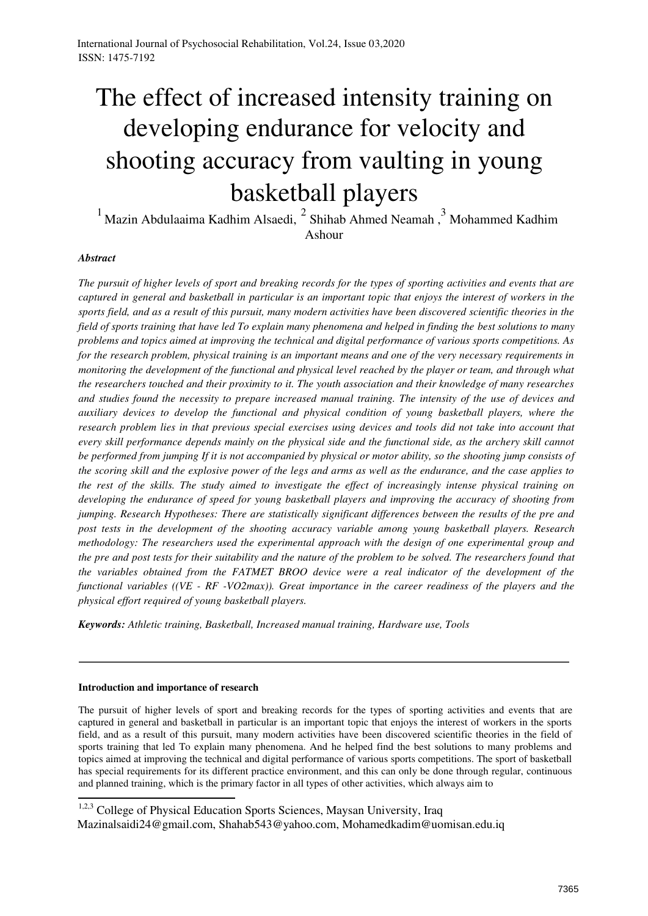# The effect of increased intensity training on developing endurance for velocity and shooting accuracy from vaulting in young basketball players

[1] Mazin Abdulaaima Kadhim Alsaedi, [2] Shihab Ahmed Neamah , [3] Mohammed Kadhim Ashour

***Abstract***

*The pursuit of higher levels of sport and breaking records for the types of sporting activities and events that are captured in general and basketball in particular is an important topic that enjoys the interest of workers in the sports field, and as a result of this pursuit, many modern activities have been discovered scientific theories in the field of sports training that have led To explain many phenomena and helped in finding the best solutions to many problems and topics aimed at improving the technical and digital performance of various sports competitions. As for the research problem, physical training is an important means and one of the very necessary requirements in monitoring the development of the functional and physical level reached by the player or team, and through what the researchers touched and their proximity to it. The youth association and their knowledge of many researches and studies found the necessity to prepare increased manual training. The intensity of the use of devices and auxiliary devices to develop the functional and physical condition of young basketball players, where the research problem lies in that previous special exercises using devices and tools did not take into account that every skill performance depends mainly on the physical side and the functional side, as the archery skill cannot be performed from jumping If it is not accompanied by physical or motor ability, so the shooting jump consists of the scoring skill and the explosive power of the legs and arms as well as the endurance, and the case applies to the rest of the skills. The study aimed to investigate the effect of increasingly intense physical training on developing the endurance of speed for young basketball players and improving the accuracy of shooting from jumping. Research Hypotheses: There are statistically significant differences between the results of the pre and post tests in the development of the shooting accuracy variable among young basketball players. Research methodology: The researchers used the experimental approach with the design of one experimental group and the pre and post tests for their suitability and the nature of the problem to be solved. The researchers found that the variables obtained from the FATMET BROO device were a real indicator of the development of the functional variables ((VE - RF -VO2max)). Great importance in the career readiness of the players and the physical effort required of young basketball players.*

***Keywords:*** *Athletic training, Basketball, Increased manual training, Hardware use, Tools*

---

**Introduction and importance of research**

The pursuit of higher levels of sport and breaking records for the types of sporting activities and events that are captured in general and basketball in particular is an important topic that enjoys the interest of workers in the sports field, and as a result of this pursuit, many modern activities have been discovered scientific theories in the field of sports training that led To explain many phenomena. And he helped find the best solutions to many problems and topics aimed at improving the technical and digital performance of various sports competitions. The sport of basketball has special requirements for its different practice environment, and this can only be done through regular, continuous and planned training, which is the primary factor in all types of other activities, which always aim to

---

[1,2,3] College of Physical Education Sports Sciences, Maysan University, Iraq
Mazinalsaidi24@gmail.com, Shahab543@yahoo.com, Mohamedkadim@uomisan.edu.iq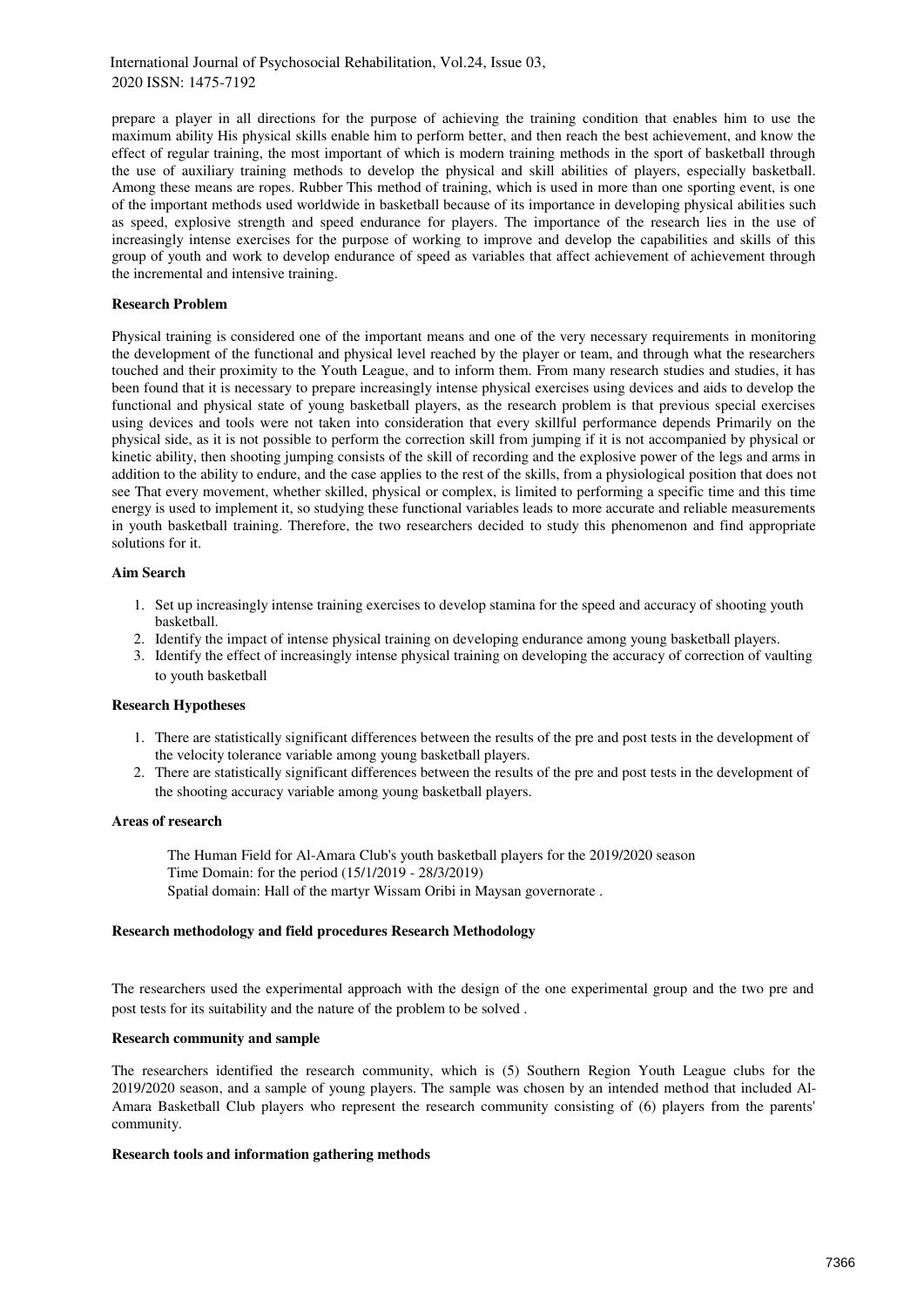prepare a player in all directions for the purpose of achieving the training condition that enables him to use the maximum ability His physical skills enable him to perform better, and then reach the best achievement, and know the effect of regular training, the most important of which is modern training methods in the sport of basketball through the use of auxiliary training methods to develop the physical and skill abilities of players, especially basketball. Among these means are ropes. Rubber This method of training, which is used in more than one sporting event, is one of the important methods used worldwide in basketball because of its importance in developing physical abilities such as speed, explosive strength and speed endurance for players. The importance of the research lies in the use of increasingly intense exercises for the purpose of working to improve and develop the capabilities and skills of this group of youth and work to develop endurance of speed as variables that affect achievement of achievement through the incremental and intensive training.

**Research Problem**

Physical training is considered one of the important means and one of the very necessary requirements in monitoring the development of the functional and physical level reached by the player or team, and through what the researchers touched and their proximity to the Youth League, and to inform them. From many research studies and studies, it has been found that it is necessary to prepare increasingly intense physical exercises using devices and aids to develop the functional and physical state of young basketball players, as the research problem is that previous special exercises using devices and tools were not taken into consideration that every skillful performance depends Primarily on the physical side, as it is not possible to perform the correction skill from jumping if it is not accompanied by physical or kinetic ability, then shooting jumping consists of the skill of recording and the explosive power of the legs and arms in addition to the ability to endure, and the case applies to the rest of the skills, from a physiological position that does not see That every movement, whether skilled, physical or complex, is limited to performing a specific time and this time energy is used to implement it, so studying these functional variables leads to more accurate and reliable measurements in youth basketball training. Therefore, the two researchers decided to study this phenomenon and find appropriate solutions for it.

**Aim Search**

1. Set up increasingly intense training exercises to develop stamina for the speed and accuracy of shooting youth basketball.
2. Identify the impact of intense physical training on developing endurance among young basketball players.
3. Identify the effect of increasingly intense physical training on developing the accuracy of correction of vaulting to youth basketball

**Research Hypotheses**

1. There are statistically significant differences between the results of the pre and post tests in the development of the velocity tolerance variable among young basketball players.
2. There are statistically significant differences between the results of the pre and post tests in the development of the shooting accuracy variable among young basketball players.

**Areas of research**

The Human Field for Al-Amara Club's youth basketball players for the 2019/2020 season
Time Domain: for the period (15/1/2019 - 28/3/2019)
Spatial domain: Hall of the martyr Wissam Oribi in Maysan governorate .

**Research methodology and field procedures Research Methodology**

The researchers used the experimental approach with the design of the one experimental group and the two pre and post tests for its suitability and the nature of the problem to be solved .

**Research community and sample**

The researchers identified the research community, which is (5) Southern Region Youth League clubs for the 2019/2020 season, and a sample of young players. The sample was chosen by an intended method that included Al-Amara Basketball Club players who represent the research community consisting of (6) players from the parents' community.

**Research tools and information gathering methods**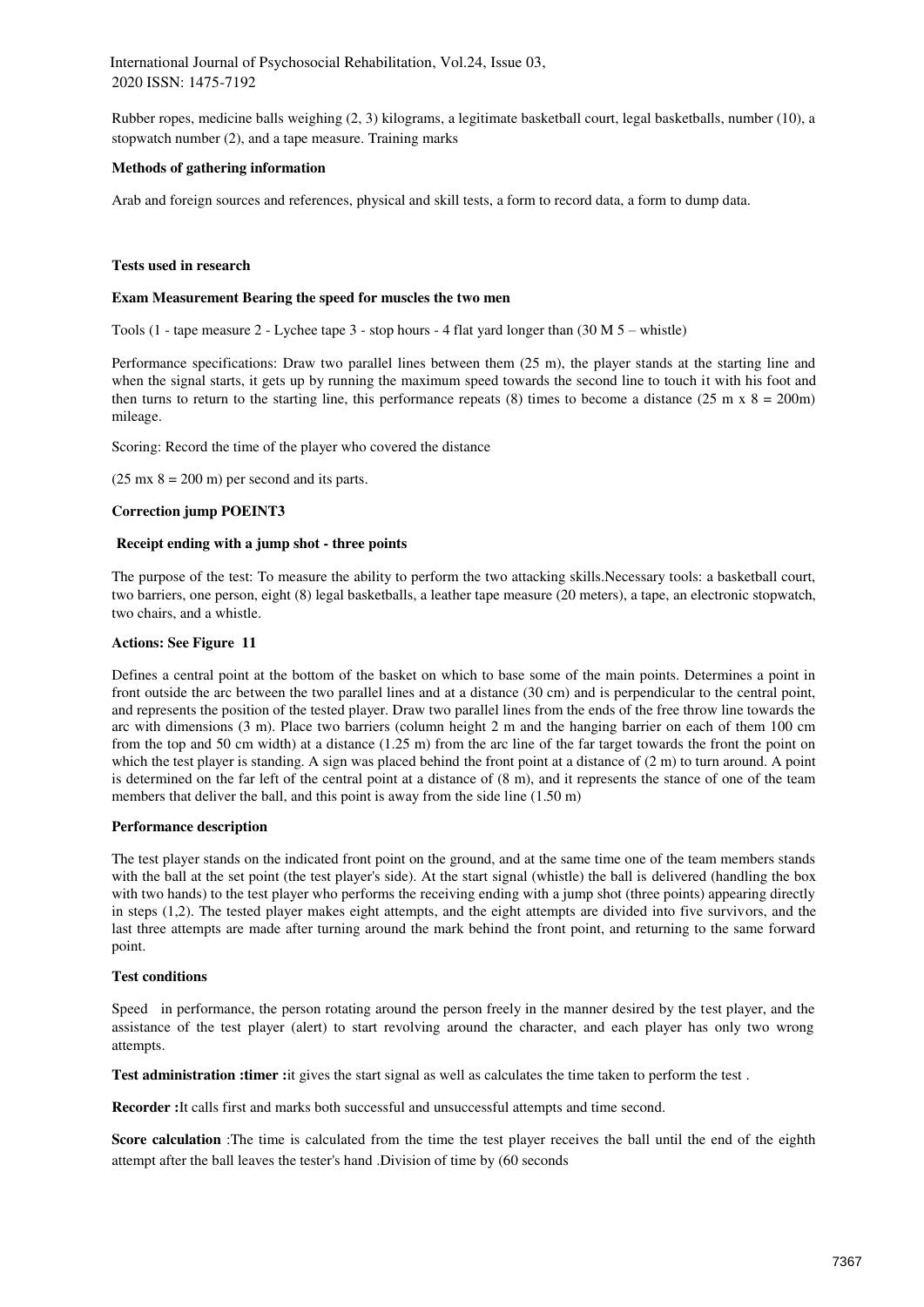Rubber ropes, medicine balls weighing (2, 3) kilograms, a legitimate basketball court, legal basketballs, number (10), a stopwatch number (2), and a tape measure. Training marks

**Methods of gathering information**

Arab and foreign sources and references, physical and skill tests, a form to record data, a form to dump data.

**Tests used in research**

**Exam Measurement Bearing the speed for muscles the two men**

Tools (1 - tape measure 2 - Lychee tape 3 - stop hours - 4 flat yard longer than (30 M 5 – whistle)

Performance specifications: Draw two parallel lines between them (25 m), the player stands at the starting line and when the signal starts, it gets up by running the maximum speed towards the second line to touch it with his foot and then turns to return to the starting line, this performance repeats (8) times to become a distance (25 m x 8 = 200m) mileage.

Scoring: Record the time of the player who covered the distance

(25 mx 8 = 200 m) per second and its parts.

**Correction jump POEINT3**

**Receipt ending with a jump shot - three points**

The purpose of the test: To measure the ability to perform the two attacking skills.Necessary tools: a basketball court, two barriers, one person, eight (8) legal basketballs, a leather tape measure (20 meters), a tape, an electronic stopwatch, two chairs, and a whistle.

**Actions: See Figure 11**

Defines a central point at the bottom of the basket on which to base some of the main points. Determines a point in front outside the arc between the two parallel lines and at a distance (30 cm) and is perpendicular to the central point, and represents the position of the tested player. Draw two parallel lines from the ends of the free throw line towards the arc with dimensions (3 m). Place two barriers (column height 2 m and the hanging barrier on each of them 100 cm from the top and 50 cm width) at a distance (1.25 m) from the arc line of the far target towards the front the point on which the test player is standing. A sign was placed behind the front point at a distance of (2 m) to turn around. A point is determined on the far left of the central point at a distance of (8 m), and it represents the stance of one of the team members that deliver the ball, and this point is away from the side line (1.50 m)

**Performance description**

The test player stands on the indicated front point on the ground, and at the same time one of the team members stands with the ball at the set point (the test player's side). At the start signal (whistle) the ball is delivered (handling the box with two hands) to the test player who performs the receiving ending with a jump shot (three points) appearing directly in steps (1,2). The tested player makes eight attempts, and the eight attempts are divided into five survivors, and the last three attempts are made after turning around the mark behind the front point, and returning to the same forward point.

**Test conditions**

Speed in performance, the person rotating around the person freely in the manner desired by the test player, and the assistance of the test player (alert) to start revolving around the character, and each player has only two wrong attempts.

**Test administration :timer :**it gives the start signal as well as calculates the time taken to perform the test .

**Recorder :**It calls first and marks both successful and unsuccessful attempts and time second.

**Score calculation** :The time is calculated from the time the test player receives the ball until the end of the eighth attempt after the ball leaves the tester's hand .Division of time by (60 seconds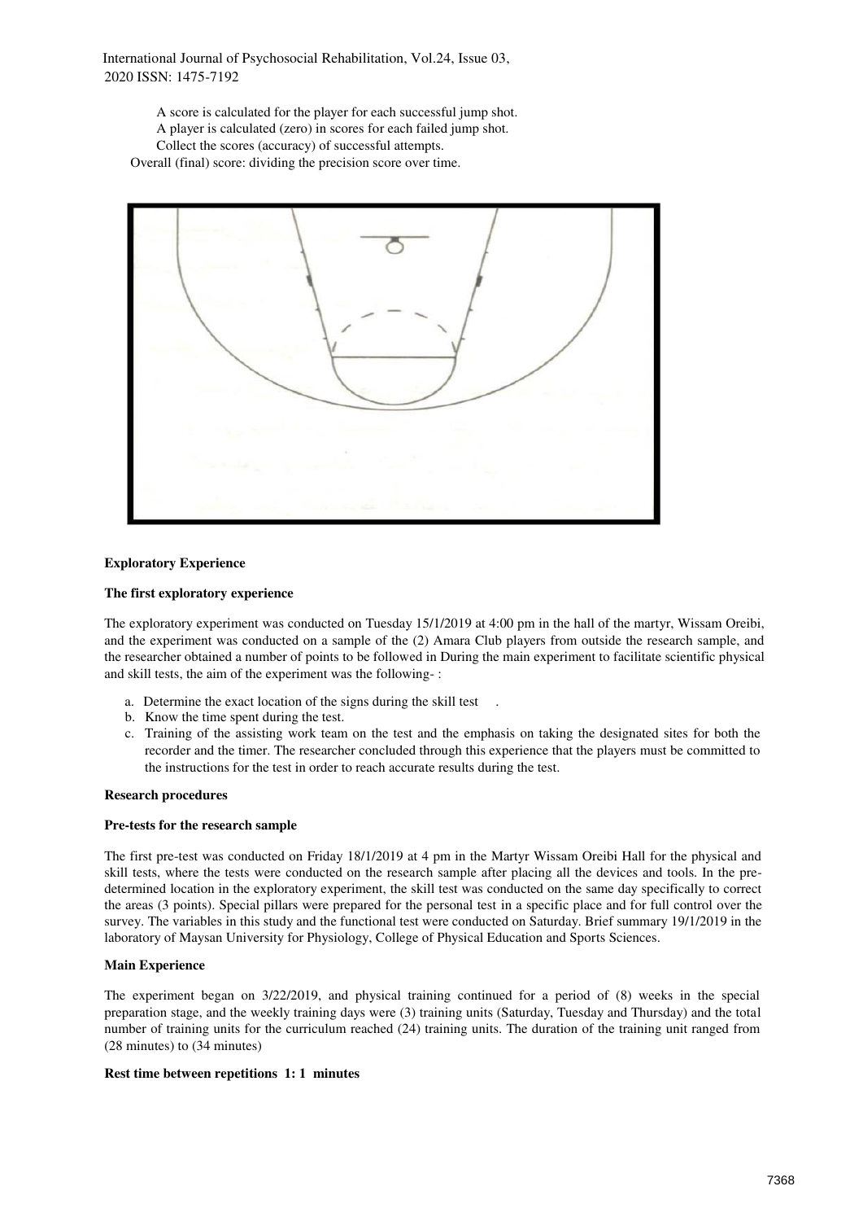A score is calculated for the player for each successful jump shot.
A player is calculated (zero) in scores for each failed jump shot.
Collect the scores (accuracy) of successful attempts.
Overall (final) score: dividing the precision score over time.

**Exploratory Experience**

**The first exploratory experience**

The exploratory experiment was conducted on Tuesday 15/1/2019 at 4:00 pm in the hall of the martyr, Wissam Oreibi, and the experiment was conducted on a sample of the (2) Amara Club players from outside the research sample, and the researcher obtained a number of points to be followed in During the main experiment to facilitate scientific physical and skill tests, the aim of the experiment was the following- :

a. Determine the exact location of the signs during the skill test .
b. Know the time spent during the test.
c. Training of the assisting work team on the test and the emphasis on taking the designated sites for both the recorder and the timer. The researcher concluded through this experience that the players must be committed to the instructions for the test in order to reach accurate results during the test.

**Research procedures**

**Pre-tests for the research sample**

The first pre-test was conducted on Friday 18/1/2019 at 4 pm in the Martyr Wissam Oreibi Hall for the physical and skill tests, where the tests were conducted on the research sample after placing all the devices and tools. In the pre-determined location in the exploratory experiment, the skill test was conducted on the same day specifically to correct the areas (3 points). Special pillars were prepared for the personal test in a specific place and for full control over the survey. The variables in this study and the functional test were conducted on Saturday. Brief summary 19/1/2019 in the laboratory of Maysan University for Physiology, College of Physical Education and Sports Sciences.

**Main Experience**

The experiment began on 3/22/2019, and physical training continued for a period of (8) weeks in the special preparation stage, and the weekly training days were (3) training units (Saturday, Tuesday and Thursday) and the total number of training units for the curriculum reached (24) training units. The duration of the training unit ranged from (28 minutes) to (34 minutes)

**Rest time between repetitions 1: 1 minutes**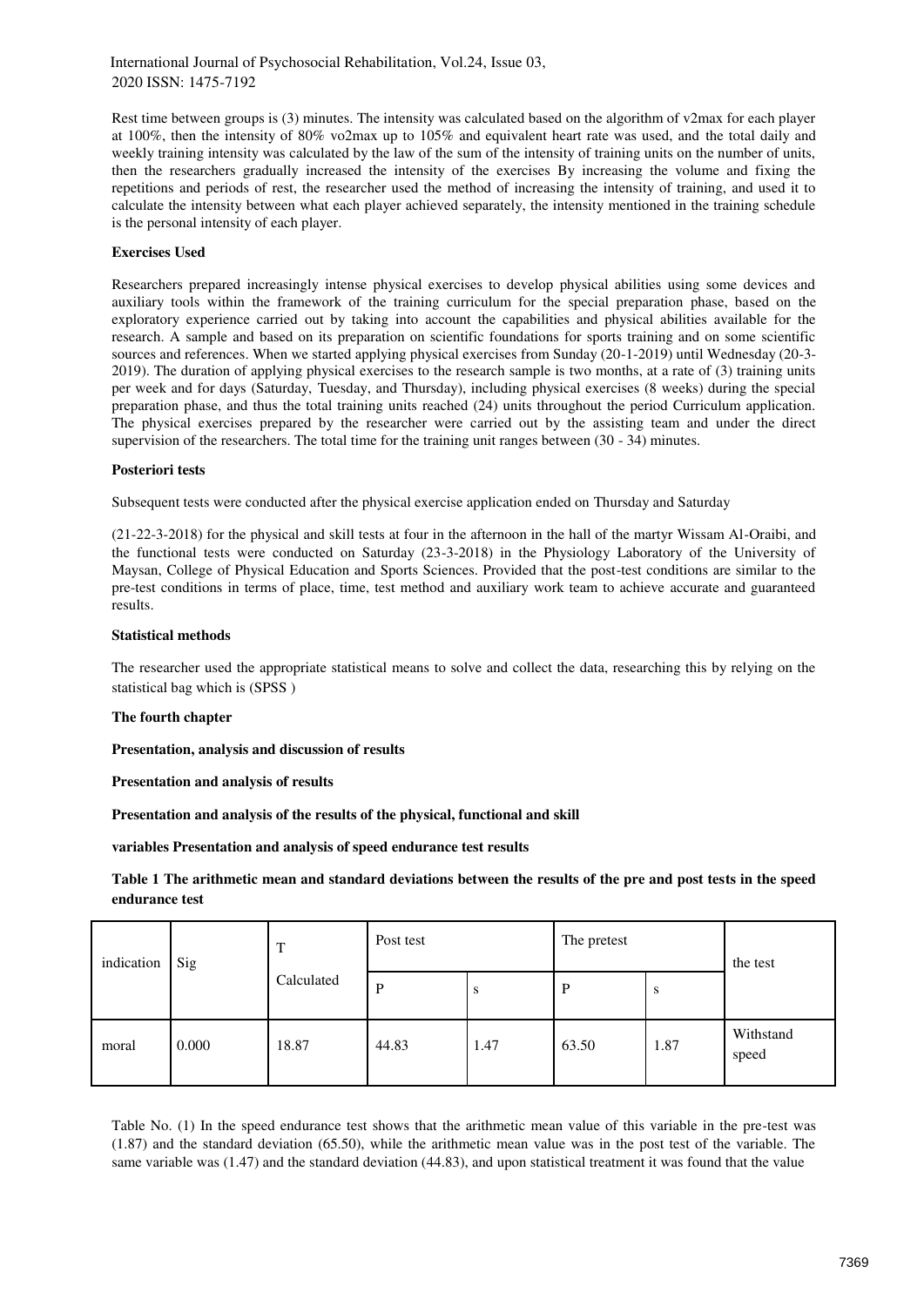Rest time between groups is (3) minutes. The intensity was calculated based on the algorithm of v2max for each player at 100%, then the intensity of 80% vo2max up to 105% and equivalent heart rate was used, and the total daily and weekly training intensity was calculated by the law of the sum of the intensity of training units on the number of units, then the researchers gradually increased the intensity of the exercises By increasing the volume and fixing the repetitions and periods of rest, the researcher used the method of increasing the intensity of training, and used it to calculate the intensity between what each player achieved separately, the intensity mentioned in the training schedule is the personal intensity of each player.

**Exercises Used**

Researchers prepared increasingly intense physical exercises to develop physical abilities using some devices and auxiliary tools within the framework of the training curriculum for the special preparation phase, based on the exploratory experience carried out by taking into account the capabilities and physical abilities available for the research. A sample and based on its preparation on scientific foundations for sports training and on some scientific sources and references. When we started applying physical exercises from Sunday (20-1-2019) until Wednesday (20-3-2019). The duration of applying physical exercises to the research sample is two months, at a rate of (3) training units per week and for days (Saturday, Tuesday, and Thursday), including physical exercises (8 weeks) during the special preparation phase, and thus the total training units reached (24) units throughout the period Curriculum application. The physical exercises prepared by the researcher were carried out by the assisting team and under the direct supervision of the researchers. The total time for the training unit ranges between (30 - 34) minutes.

**Posteriori tests**

Subsequent tests were conducted after the physical exercise application ended on Thursday and Saturday

(21-22-3-2018) for the physical and skill tests at four in the afternoon in the hall of the martyr Wissam Al-Oraibi, and the functional tests were conducted on Saturday (23-3-2018) in the Physiology Laboratory of the University of Maysan, College of Physical Education and Sports Sciences. Provided that the post-test conditions are similar to the pre-test conditions in terms of place, time, test method and auxiliary work team to achieve accurate and guaranteed results.

**Statistical methods**

The researcher used the appropriate statistical means to solve and collect the data, researching this by relying on the statistical bag which is (SPSS )

**The fourth chapter**

**Presentation, analysis and discussion of results**

**Presentation and analysis of results**

**Presentation and analysis of the results of the physical, functional and skill**

**variables Presentation and analysis of speed endurance test results**

**Table 1 The arithmetic mean and standard deviations between the results of the pre and post tests in the speed endurance test**

| indication | Sig | T Calculated | Post test | | The pretest | | the test |
|---|---|---|---|---|---|---|---|
| | | | P | s | P | s | |
| moral | 0.000 | 18.87 | 44.83 | 1.47 | 63.50 | 1.87 | Withstand speed |

Table No. (1) In the speed endurance test shows that the arithmetic mean value of this variable in the pre-test was (1.87) and the standard deviation (65.50), while the arithmetic mean value was in the post test of the variable. The same variable was (1.47) and the standard deviation (44.83), and upon statistical treatment it was found that the value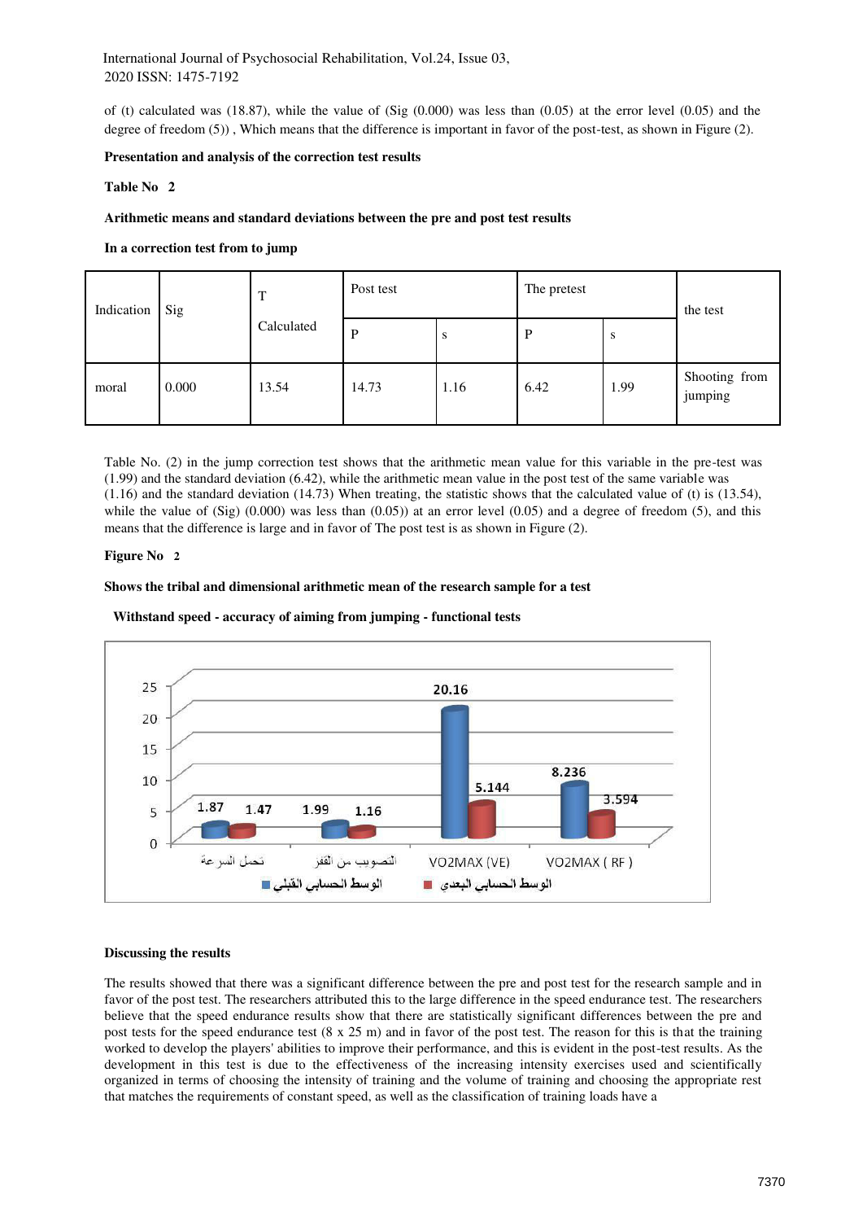of (t) calculated was (18.87), while the value of (Sig (0.000) was less than (0.05) at the error level (0.05) and the degree of freedom (5)) , Which means that the difference is important in favor of the post-test, as shown in Figure (2).

**Presentation and analysis of the correction test results**

**Table No 2**

**Arithmetic means and standard deviations between the pre and post test results**

**In a correction test from to jump**

| Indication | Sig | T Calculated | Post test | | The pretest | | the test |
|---|---|---|---|---|---|---|---|
| | | | P | s | P | s | |
| moral | 0.000 | 13.54 | 14.73 | 1.16 | 6.42 | 1.99 | Shooting from jumping |

Table No. (2) in the jump correction test shows that the arithmetic mean value for this variable in the pre-test was (1.99) and the standard deviation (6.42), while the arithmetic mean value in the post test of the same variable was (1.16) and the standard deviation (14.73) When treating, the statistic shows that the calculated value of (t) is (13.54), while the value of (Sig) (0.000) was less than (0.05)) at an error level (0.05) and a degree of freedom (5), and this means that the difference is large and in favor of The post test is as shown in Figure (2).

**Figure No 2**

**Shows the tribal and dimensional arithmetic mean of the research sample for a test**

**Withstand speed - accuracy of aiming from jumping - functional tests**

**Discussing the results**

The results showed that there was a significant difference between the pre and post test for the research sample and in favor of the post test. The researchers attributed this to the large difference in the speed endurance test. The researchers believe that the speed endurance results show that there are statistically significant differences between the pre and post tests for the speed endurance test (8 x 25 m) and in favor of the post test. The reason for this is that the training worked to develop the players' abilities to improve their performance, and this is evident in the post-test results. As the development in this test is due to the effectiveness of the increasing intensity exercises used and scientifically organized in terms of choosing the intensity of training and the volume of training and choosing the appropriate rest that matches the requirements of constant speed, as well as the classification of training loads have a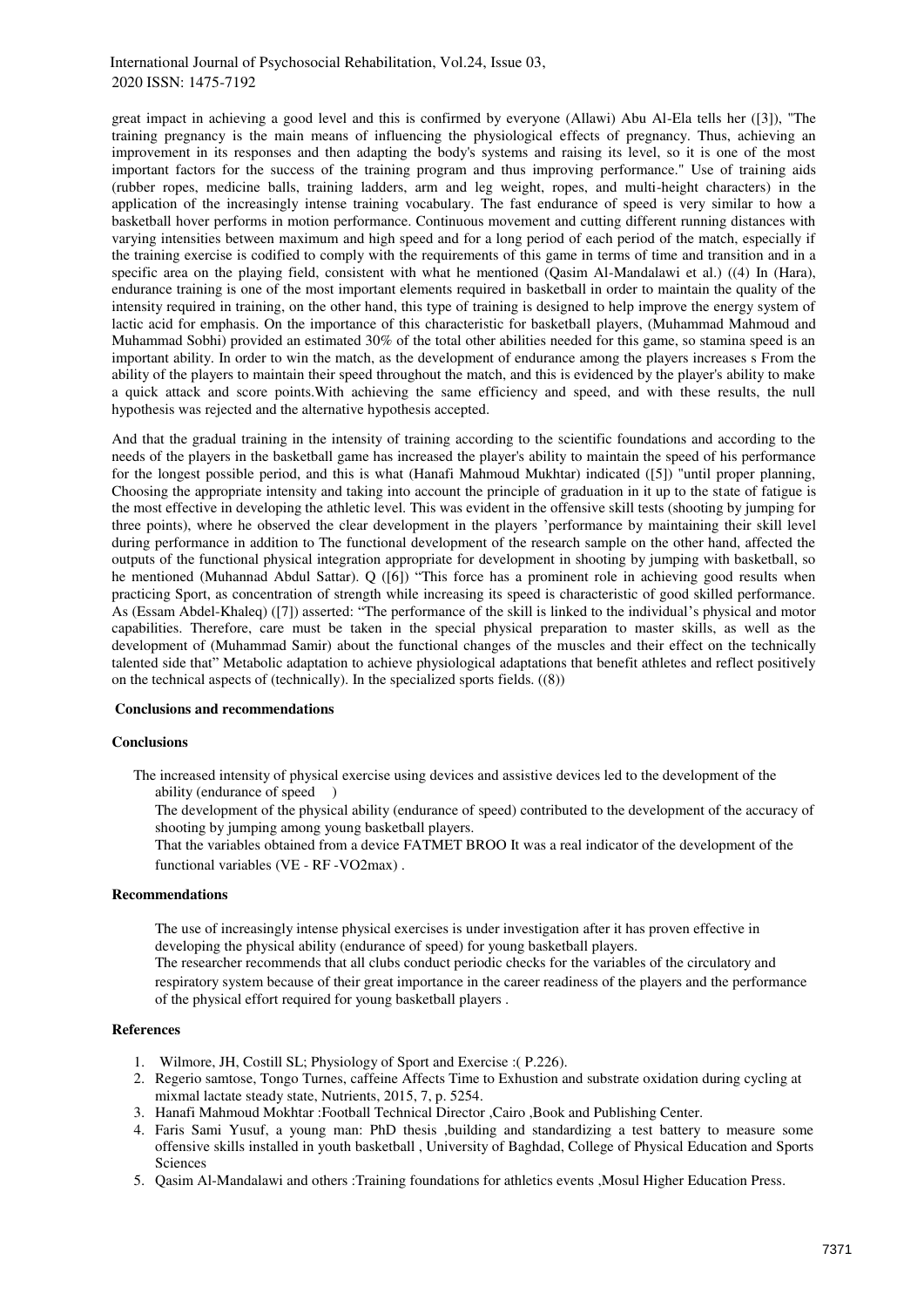great impact in achieving a good level and this is confirmed by everyone (Allawi) Abu Al-Ela tells her ([3]), "The training pregnancy is the main means of influencing the physiological effects of pregnancy. Thus, achieving an improvement in its responses and then adapting the body's systems and raising its level, so it is one of the most important factors for the success of the training program and thus improving performance." Use of training aids (rubber ropes, medicine balls, training ladders, arm and leg weight, ropes, and multi-height characters) in the application of the increasingly intense training vocabulary. The fast endurance of speed is very similar to how a basketball hover performs in motion performance. Continuous movement and cutting different running distances with varying intensities between maximum and high speed and for a long period of each period of the match, especially if the training exercise is codified to comply with the requirements of this game in terms of time and transition and in a specific area on the playing field, consistent with what he mentioned (Qasim Al-Mandalawi et al.) ((4) In (Hara), endurance training is one of the most important elements required in basketball in order to maintain the quality of the intensity required in training, on the other hand, this type of training is designed to help improve the energy system of lactic acid for emphasis. On the importance of this characteristic for basketball players, (Muhammad Mahmoud and Muhammad Sobhi) provided an estimated 30% of the total other abilities needed for this game, so stamina speed is an important ability. In order to win the match, as the development of endurance among the players increases s From the ability of the players to maintain their speed throughout the match, and this is evidenced by the player's ability to make a quick attack and score points.With achieving the same efficiency and speed, and with these results, the null hypothesis was rejected and the alternative hypothesis accepted.

And that the gradual training in the intensity of training according to the scientific foundations and according to the needs of the players in the basketball game has increased the player's ability to maintain the speed of his performance for the longest possible period, and this is what (Hanafi Mahmoud Mukhtar) indicated ([5]) "until proper planning, Choosing the appropriate intensity and taking into account the principle of graduation in it up to the state of fatigue is the most effective in developing the athletic level. This was evident in the offensive skill tests (shooting by jumping for three points), where he observed the clear development in the players 'performance by maintaining their skill level during performance in addition to The functional development of the research sample on the other hand, affected the outputs of the functional physical integration appropriate for development in shooting by jumping with basketball, so he mentioned (Muhannad Abdul Sattar). Q ([6]) "This force has a prominent role in achieving good results when practicing Sport, as concentration of strength while increasing its speed is characteristic of good skilled performance. As (Essam Abdel-Khaleq) ([7]) asserted: "The performance of the skill is linked to the individual's physical and motor capabilities. Therefore, care must be taken in the special physical preparation to master skills, as well as the development of (Muhammad Samir) about the functional changes of the muscles and their effect on the technically talented side that" Metabolic adaptation to achieve physiological adaptations that benefit athletes and reflect positively on the technical aspects of (technically). In the specialized sports fields. ((8))

## Conclusions and recommendations

### Conclusions

The increased intensity of physical exercise using devices and assistive devices led to the development of the ability (endurance of speed )

The development of the physical ability (endurance of speed) contributed to the development of the accuracy of shooting by jumping among young basketball players.

That the variables obtained from a device FATMET BROO It was a real indicator of the development of the functional variables (VE - RF -VO2max) .

### Recommendations

The use of increasingly intense physical exercises is under investigation after it has proven effective in developing the physical ability (endurance of speed) for young basketball players.

The researcher recommends that all clubs conduct periodic checks for the variables of the circulatory and respiratory system because of their great importance in the career readiness of the players and the performance of the physical effort required for young basketball players .

### References

1. Wilmore, JH, Costill SL; Physiology of Sport and Exercise :( P.226).
2. Regerio samtose, Tongo Turnes, caffeine Affects Time to Exhustion and substrate oxidation during cycling at mixmal lactate steady state, Nutrients, 2015, 7, p. 5254.
3. Hanafi Mahmoud Mokhtar :Football Technical Director ,Cairo ,Book and Publishing Center.
4. Faris Sami Yusuf, a young man: PhD thesis ,building and standardizing a test battery to measure some offensive skills installed in youth basketball , University of Baghdad, College of Physical Education and Sports Sciences
5. Qasim Al-Mandalawi and others :Training foundations for athletics events ,Mosul Higher Education Press.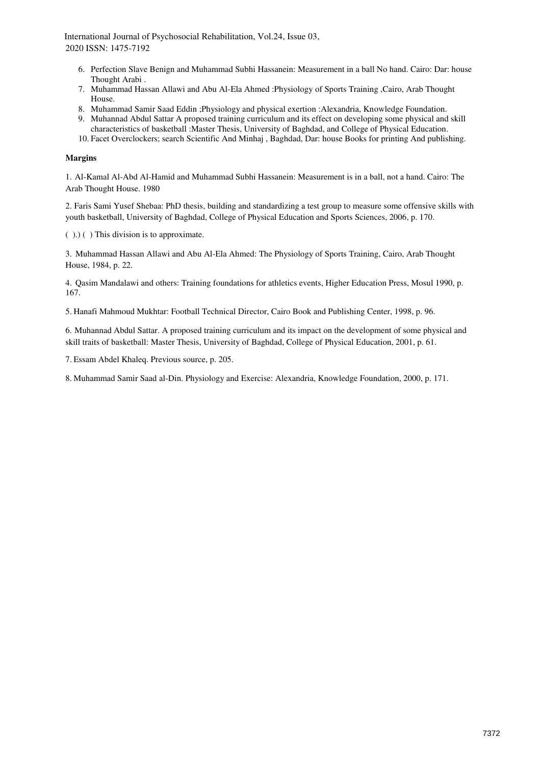6. Perfection Slave Benign and Muhammad Subhi Hassanein: Measurement in a ball No hand. Cairo: Dar: house Thought Arabi .
7. Muhammad Hassan Allawi and Abu Al-Ela Ahmed :Physiology of Sports Training ,Cairo, Arab Thought House.
8. Muhammad Samir Saad Eddin ;Physiology and physical exertion :Alexandria, Knowledge Foundation.
9. Muhannad Abdul Sattar A proposed training curriculum and its effect on developing some physical and skill characteristics of basketball :Master Thesis, University of Baghdad, and College of Physical Education.
10. Facet Overclockers; search Scientific And Minhaj , Baghdad, Dar: house Books for printing And publishing.

**Margins**

1. Al-Kamal Al-Abd Al-Hamid and Muhammad Subhi Hassanein: Measurement is in a ball, not a hand. Cairo: The Arab Thought House. 1980

2. Faris Sami Yusef Shebaa: PhD thesis, building and standardizing a test group to measure some offensive skills with youth basketball, University of Baghdad, College of Physical Education and Sports Sciences, 2006, p. 170.

( ).) ( ) This division is to approximate.

3. Muhammad Hassan Allawi and Abu Al-Ela Ahmed: The Physiology of Sports Training, Cairo, Arab Thought House, 1984, p. 22.

4. Qasim Mandalawi and others: Training foundations for athletics events, Higher Education Press, Mosul 1990, p. 167.

5. Hanafi Mahmoud Mukhtar: Football Technical Director, Cairo Book and Publishing Center, 1998, p. 96.

6. Muhannad Abdul Sattar. A proposed training curriculum and its impact on the development of some physical and skill traits of basketball: Master Thesis, University of Baghdad, College of Physical Education, 2001, p. 61.

7. Essam Abdel Khaleq. Previous source, p. 205.

8. Muhammad Samir Saad al-Din. Physiology and Exercise: Alexandria, Knowledge Foundation, 2000, p. 171.